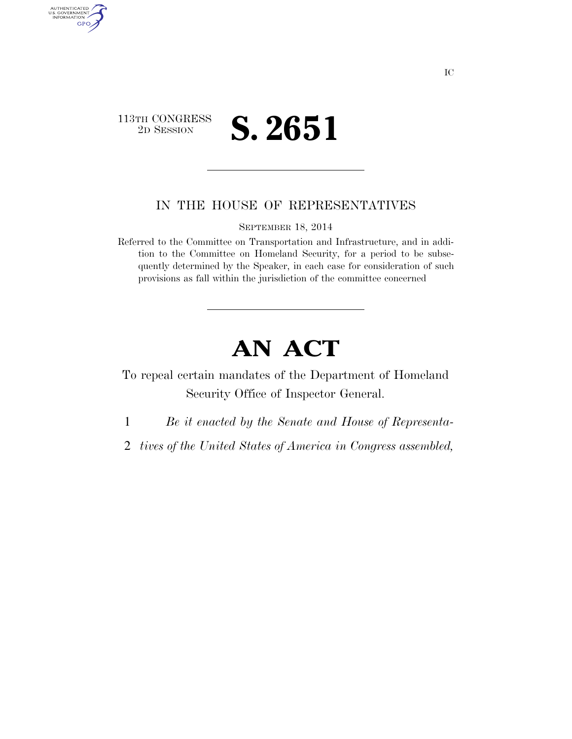IC

113TH CONGRESS
2D SESSION

# S. 2651

IN THE HOUSE OF REPRESENTATIVES

SEPTEMBER 18, 2014

Referred to the Committee on Transportation and Infrastructure, and in addition to the Committee on Homeland Security, for a period to be subsequently determined by the Speaker, in each case for consideration of such provisions as fall within the jurisdiction of the committee concerned

# AN ACT

To repeal certain mandates of the Department of Homeland Security Office of Inspector General.

1 *Be it enacted by the Senate and House of Representa-*

2 *tives of the United States of America in Congress assembled,*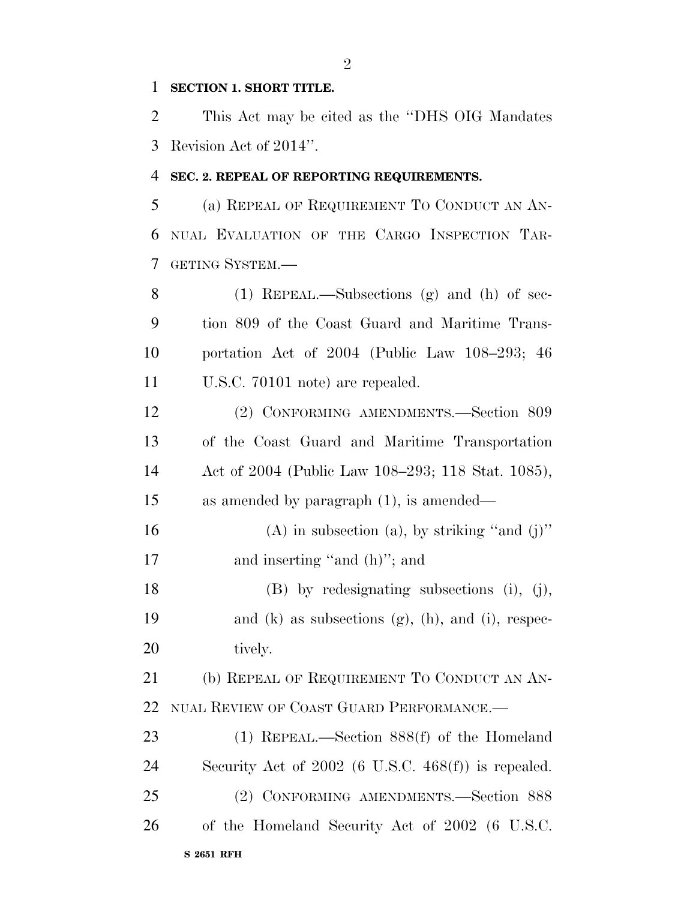**SECTION 1. SHORT TITLE.**

This Act may be cited as the ''DHS OIG Mandates Revision Act of 2014''.

**SEC. 2. REPEAL OF REPORTING REQUIREMENTS.**

(a) REPEAL OF REQUIREMENT TO CONDUCT AN ANNUAL EVALUATION OF THE CARGO INSPECTION TARGETING SYSTEM.—

(1) REPEAL.—Subsections (g) and (h) of section 809 of the Coast Guard and Maritime Transportation Act of 2004 (Public Law 108–293; 46 U.S.C. 70101 note) are repealed.

(2) CONFORMING AMENDMENTS.—Section 809 of the Coast Guard and Maritime Transportation Act of 2004 (Public Law 108–293; 118 Stat. 1085), as amended by paragraph (1), is amended—

(A) in subsection (a), by striking ''and (j)'' and inserting ''and (h)''; and

(B) by redesignating subsections (i), (j), and (k) as subsections (g), (h), and (i), respectively.

(b) REPEAL OF REQUIREMENT TO CONDUCT AN ANNUAL REVIEW OF COAST GUARD PERFORMANCE.—

(1) REPEAL.—Section 888(f) of the Homeland Security Act of 2002 (6 U.S.C. 468(f)) is repealed.

(2) CONFORMING AMENDMENTS.—Section 888 of the Homeland Security Act of 2002 (6 U.S.C.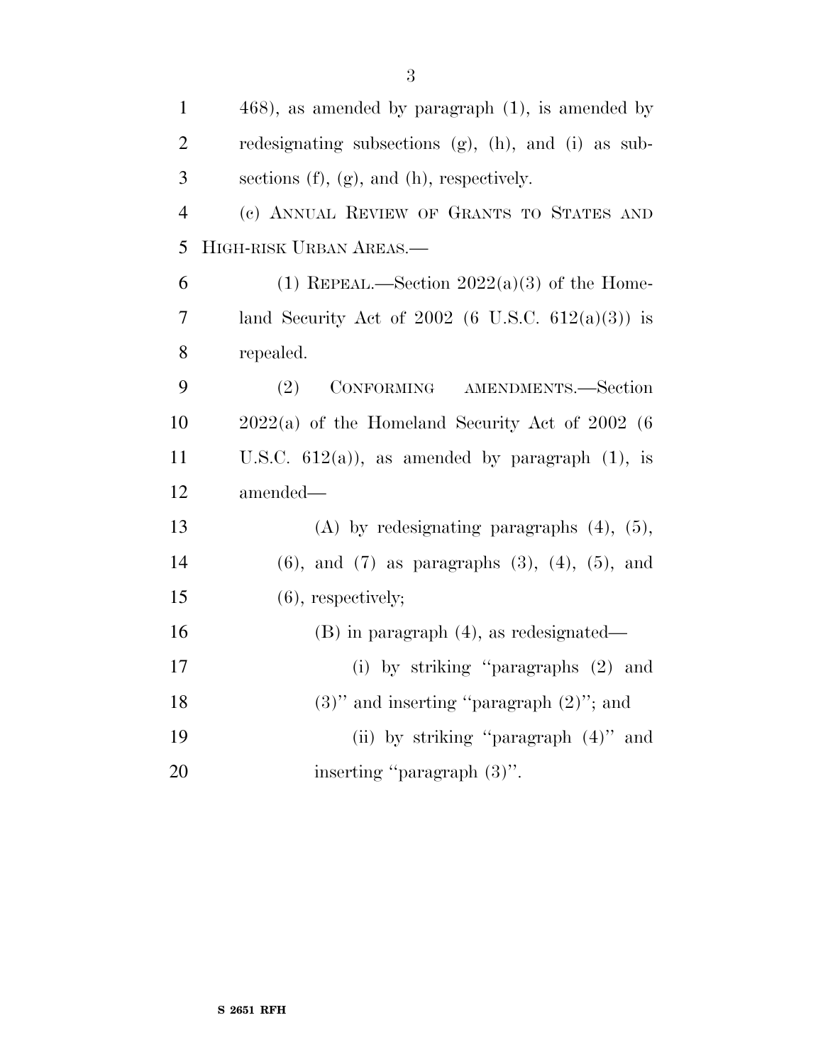468), as amended by paragraph (1), is amended by redesignating subsections (g), (h), and (i) as subsections (f), (g), and (h), respectively.

(c) ANNUAL REVIEW OF GRANTS TO STATES AND HIGH-RISK URBAN AREAS.—

(1) REPEAL.—Section 2022(a)(3) of the Homeland Security Act of 2002 (6 U.S.C. 612(a)(3)) is repealed.

(2) CONFORMING AMENDMENTS.—Section 2022(a) of the Homeland Security Act of 2002 (6 U.S.C. 612(a)), as amended by paragraph (1), is amended—

(A) by redesignating paragraphs (4), (5), (6), and (7) as paragraphs (3), (4), (5), and (6), respectively;

(B) in paragraph (4), as redesignated—

(i) by striking "paragraphs (2) and (3)" and inserting "paragraph (2)"; and

(ii) by striking "paragraph (4)" and inserting "paragraph (3)".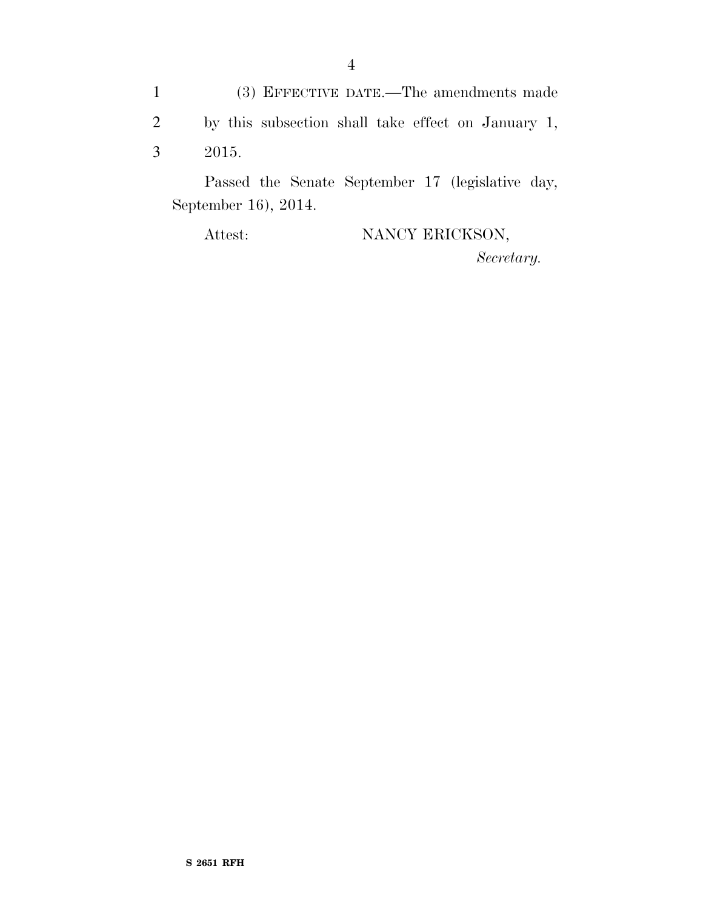(3) EFFECTIVE DATE.—The amendments made by this subsection shall take effect on January 1, 2015.

Passed the Senate September 17 (legislative day, September 16), 2014.

Attest: NANCY ERICKSON,

*Secretary.*